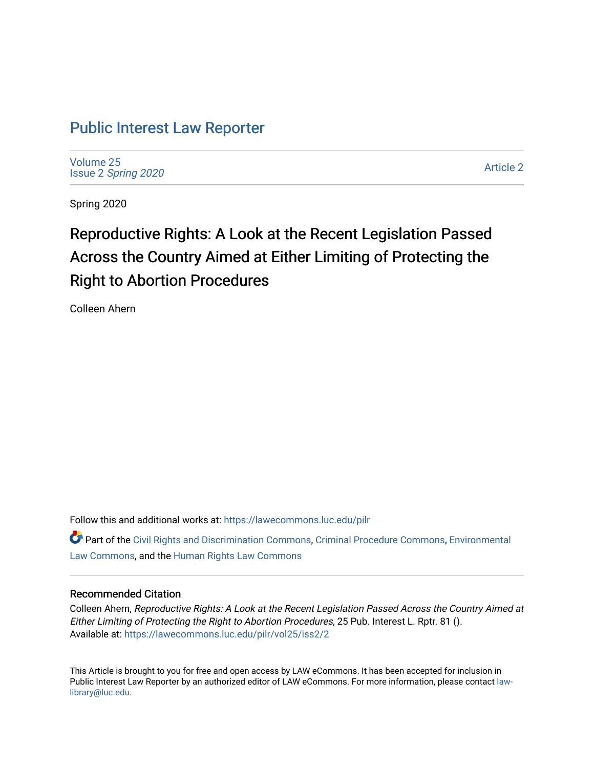# Public Interest Law Reporter

Volume 25
Issue 2 *Spring 2020*

Article 2

Spring 2020

## Reproductive Rights: A Look at the Recent Legislation Passed Across the Country Aimed at Either Limiting of Protecting the Right to Abortion Procedures

Colleen Ahern

Follow this and additional works at: https://lawecommons.luc.edu/pilr

Part of the Civil Rights and Discrimination Commons, Criminal Procedure Commons, Environmental Law Commons, and the Human Rights Law Commons

### Recommended Citation

Colleen Ahern, *Reproductive Rights: A Look at the Recent Legislation Passed Across the Country Aimed at Either Limiting of Protecting the Right to Abortion Procedures*, 25 Pub. Interest L. Rptr. 81 ().
Available at: https://lawecommons.luc.edu/pilr/vol25/iss2/2

This Article is brought to you for free and open access by LAW eCommons. It has been accepted for inclusion in Public Interest Law Reporter by an authorized editor of LAW eCommons. For more information, please contact law-library@luc.edu.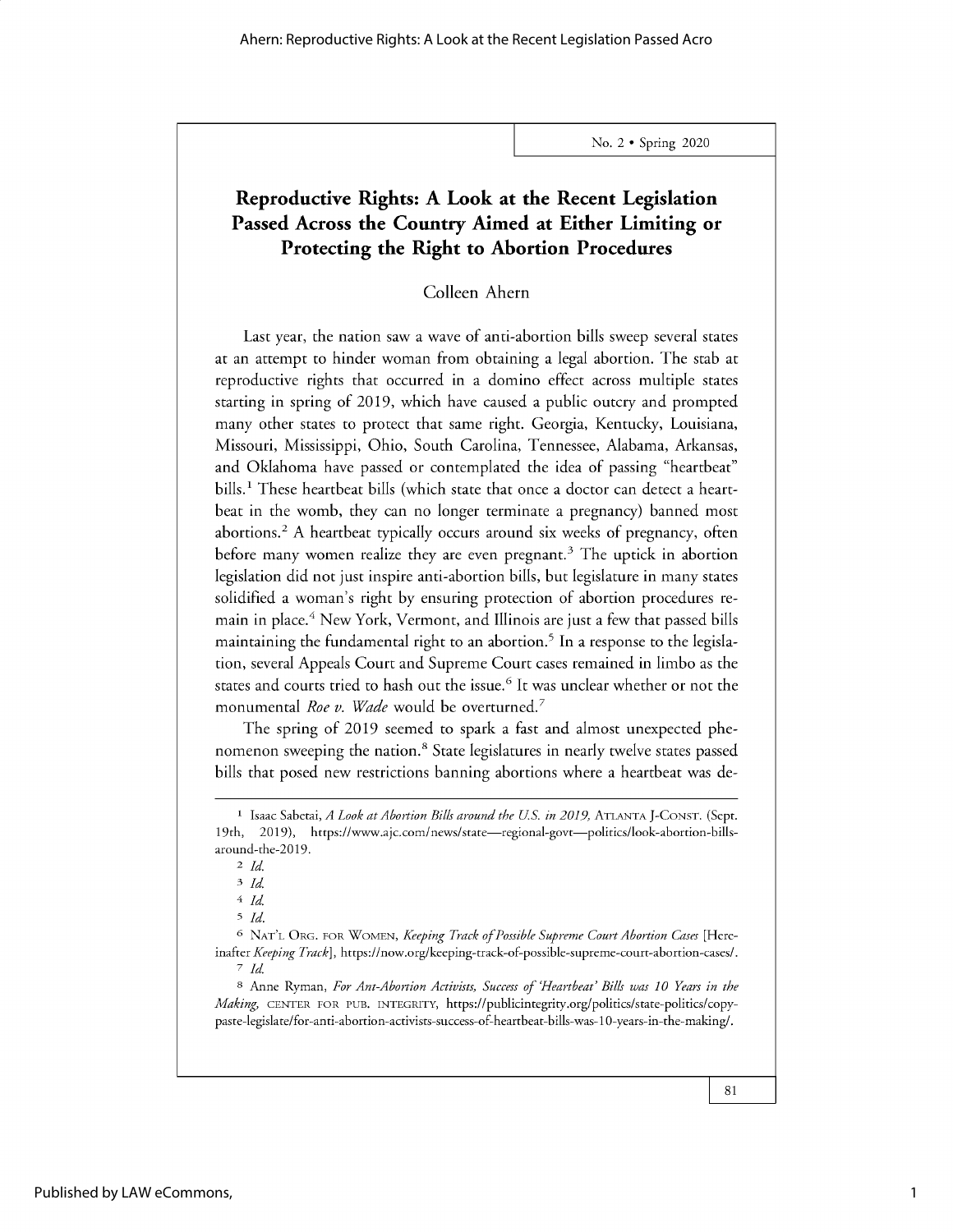# Reproductive Rights: A Look at the Recent Legislation Passed Across the Country Aimed at Either Limiting or Protecting the Right to Abortion Procedures

Colleen Ahern

Last year, the nation saw a wave of anti-abortion bills sweep several states at an attempt to hinder woman from obtaining a legal abortion. The stab at reproductive rights that occurred in a domino effect across multiple states starting in spring of 2019, which have caused a public outcry and prompted many other states to protect that same right. Georgia, Kentucky, Louisiana, Missouri, Mississippi, Ohio, South Carolina, Tennessee, Alabama, Arkansas, and Oklahoma have passed or contemplated the idea of passing "heartbeat" bills.[1] These heartbeat bills (which state that once a doctor can detect a heartbeat in the womb, they can no longer terminate a pregnancy) banned most abortions.[2] A heartbeat typically occurs around six weeks of pregnancy, often before many women realize they are even pregnant.[3] The uptick in abortion legislation did not just inspire anti-abortion bills, but legislature in many states solidified a woman's right by ensuring protection of abortion procedures remain in place.[4] New York, Vermont, and Illinois are just a few that passed bills maintaining the fundamental right to an abortion.[5] In a response to the legislation, several Appeals Court and Supreme Court cases remained in limbo as the states and courts tried to hash out the issue.[6] It was unclear whether or not the monumental *Roe v. Wade* would be overturned.[7]

The spring of 2019 seemed to spark a fast and almost unexpected phenomenon sweeping the nation.[8] State legislatures in nearly twelve states passed bills that posed new restrictions banning abortions where a heartbeat was de-

---

[1] Isaac Sabetai, *A Look at Abortion Bills around the U.S. in 2019*, ATLANTA J-CONST. (Sept. 19th, 2019), https://www.ajc.com/news/state—regional-govt—politics/look-abortion-bills-around-the-2019.

[2] *Id.*

[3] *Id.*

[4] *Id.*

[5] *Id.*

[6] NAT'L ORG. FOR WOMEN, *Keeping Track of Possible Supreme Court Abortion Cases* [Hereinafter *Keeping Track*], https://now.org/keeping-track-of-possible-supreme-court-abortion-cases/.

[7] *Id.*

[8] Anne Ryman, *For Ant-Abortion Activists, Success of 'Heartbeat' Bills was 10 Years in the Making*, CENTER FOR PUB. INTEGRITY, https://publicintegrity.org/politics/state-politics/copy-paste-legislate/for-anti-abortion-activists-success-of-heartbeat-bills-was-10-years-in-the-making/.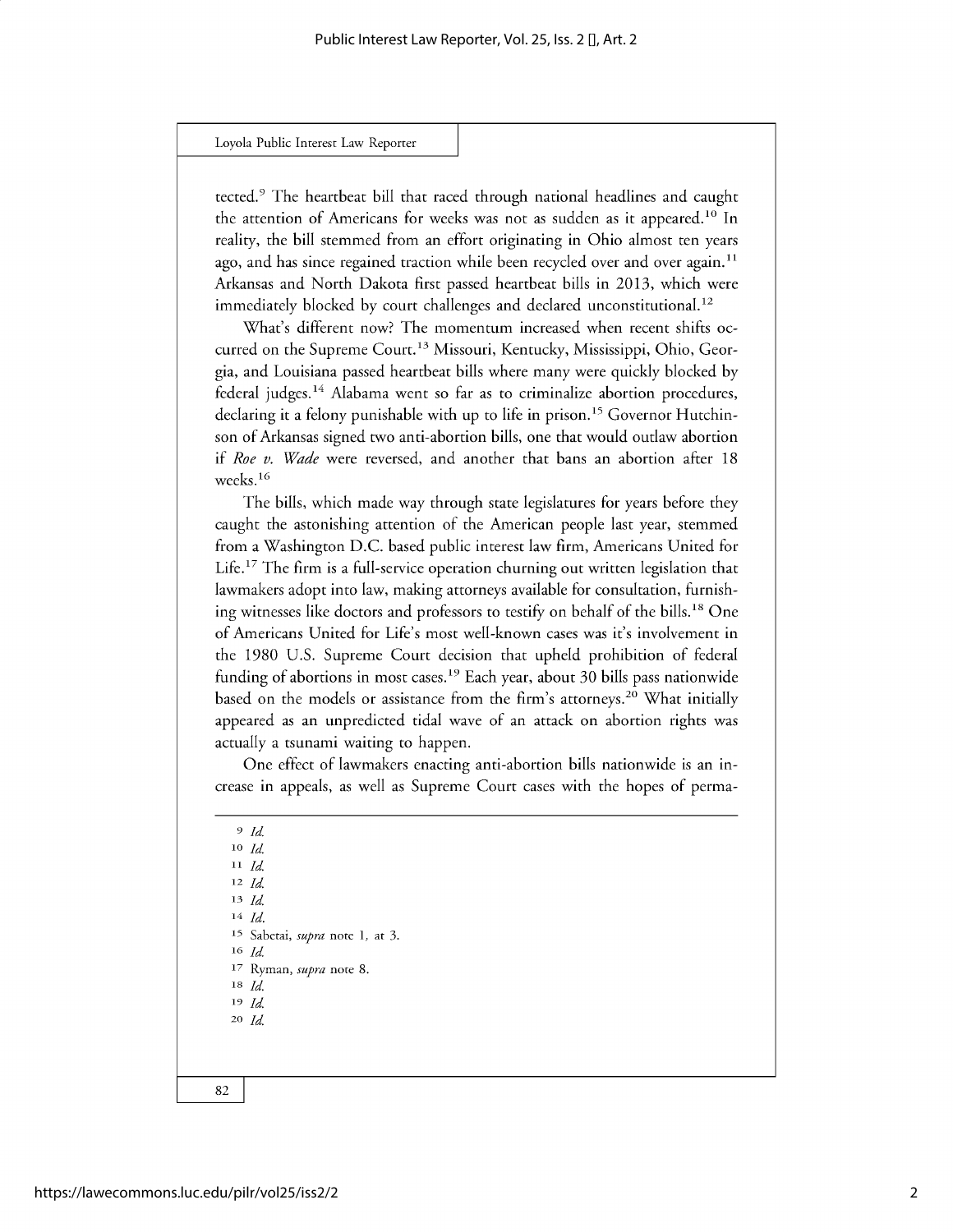tected.[9] The heartbeat bill that raced through national headlines and caught the attention of Americans for weeks was not as sudden as it appeared.[10] In reality, the bill stemmed from an effort originating in Ohio almost ten years ago, and has since regained traction while been recycled over and over again.[11] Arkansas and North Dakota first passed heartbeat bills in 2013, which were immediately blocked by court challenges and declared unconstitutional.[12]

What's different now? The momentum increased when recent shifts occurred on the Supreme Court.[13] Missouri, Kentucky, Mississippi, Ohio, Georgia, and Louisiana passed heartbeat bills where many were quickly blocked by federal judges.[14] Alabama went so far as to criminalize abortion procedures, declaring it a felony punishable with up to life in prison.[15] Governor Hutchinson of Arkansas signed two anti-abortion bills, one that would outlaw abortion if *Roe v. Wade* were reversed, and another that bans an abortion after 18 weeks.[16]

The bills, which made way through state legislatures for years before they caught the astonishing attention of the American people last year, stemmed from a Washington D.C. based public interest law firm, Americans United for Life.[17] The firm is a full-service operation churning out written legislation that lawmakers adopt into law, making attorneys available for consultation, furnishing witnesses like doctors and professors to testify on behalf of the bills.[18] One of Americans United for Life's most well-known cases was it's involvement in the 1980 U.S. Supreme Court decision that upheld prohibition of federal funding of abortions in most cases.[19] Each year, about 30 bills pass nationwide based on the models or assistance from the firm's attorneys.[20] What initially appeared as an unpredicted tidal wave of an attack on abortion rights was actually a tsunami waiting to happen.

One effect of lawmakers enacting anti-abortion bills nationwide is an increase in appeals, as well as Supreme Court cases with the hopes of perma-

---

[9] *Id.*

[10] *Id.*

[11] *Id.*

[12] *Id.*

[13] *Id.*

[14] *Id.*

[15] Sabetai, *supra* note 1, at 3.

[16] *Id.*

[17] Ryman, *supra* note 8.

[18] *Id.*

[19] *Id.*

[20] *Id.*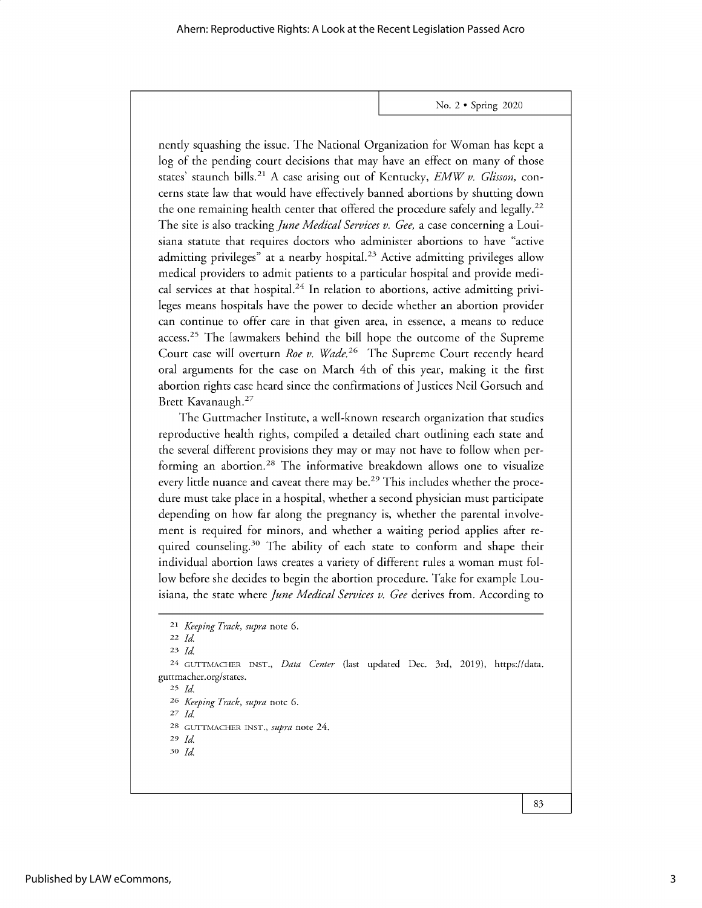nently squashing the issue. The National Organization for Woman has kept a log of the pending court decisions that may have an effect on many of those states' staunch bills.[21] A case arising out of Kentucky, *EMW v. Glisson,* concerns state law that would have effectively banned abortions by shutting down the one remaining health center that offered the procedure safely and legally.[22] The site is also tracking *June Medical Services v. Gee,* a case concerning a Louisiana statute that requires doctors who administer abortions to have "active admitting privileges" at a nearby hospital.[23] Active admitting privileges allow medical providers to admit patients to a particular hospital and provide medical services at that hospital.[24] In relation to abortions, active admitting privileges means hospitals have the power to decide whether an abortion provider can continue to offer care in that given area, in essence, a means to reduce access.[25] The lawmakers behind the bill hope the outcome of the Supreme Court case will overturn *Roe v. Wade.*[26] The Supreme Court recently heard oral arguments for the case on March 4th of this year, making it the first abortion rights case heard since the confirmations of Justices Neil Gorsuch and Brett Kavanaugh.[27]

The Guttmacher Institute, a well-known research organization that studies reproductive health rights, compiled a detailed chart outlining each state and the several different provisions they may or may not have to follow when performing an abortion.[28] The informative breakdown allows one to visualize every little nuance and caveat there may be.[29] This includes whether the procedure must take place in a hospital, whether a second physician must participate depending on how far along the pregnancy is, whether the parental involvement is required for minors, and whether a waiting period applies after required counseling.[30] The ability of each state to conform and shape their individual abortion laws creates a variety of different rules a woman must follow before she decides to begin the abortion procedure. Take for example Louisiana, the state where *June Medical Services v. Gee* derives from. According to

---

21 *Keeping Track*, *supra* note 6.

22 *Id.*

23 *Id.*

24 GUTTMACHER INST., *Data Center* (last updated Dec. 3rd, 2019), https://data.guttmacher.org/states.

25 *Id.*

26 *Keeping Track*, *supra* note 6.

27 *Id.*

28 GUTTMACHER INST., *supra* note 24.

29 *Id.*

30 *Id.*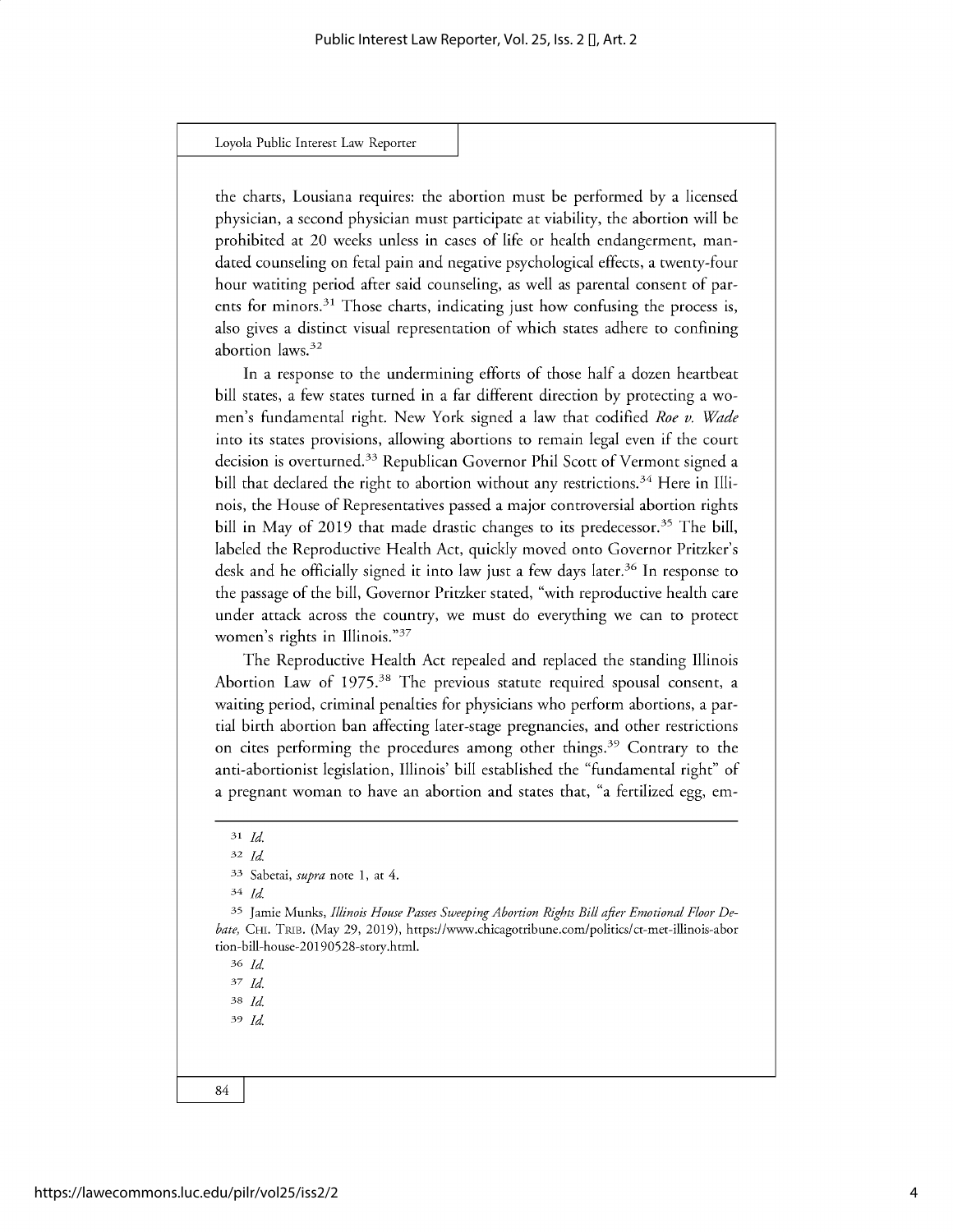the charts, Lousiana requires: the abortion must be performed by a licensed physician, a second physician must participate at viability, the abortion will be prohibited at 20 weeks unless in cases of life or health endangerment, mandated counseling on fetal pain and negative psychological effects, a twenty-four hour waiting period after said counseling, as well as parental consent of parents for minors.[31] Those charts, indicating just how confusing the process is, also gives a distinct visual representation of which states adhere to confining abortion laws.[32]

In a response to the undermining efforts of those half a dozen heartbeat bill states, a few states turned in a far different direction by protecting a women's fundamental right. New York signed a law that codified *Roe v. Wade* into its states provisions, allowing abortions to remain legal even if the court decision is overturned.[33] Republican Governor Phil Scott of Vermont signed a bill that declared the right to abortion without any restrictions.[34] Here in Illinois, the House of Representatives passed a major controversial abortion rights bill in May of 2019 that made drastic changes to its predecessor.[35] The bill, labeled the Reproductive Health Act, quickly moved onto Governor Pritzker's desk and he officially signed it into law just a few days later.[36] In response to the passage of the bill, Governor Pritzker stated, "with reproductive health care under attack across the country, we must do everything we can to protect women's rights in Illinois."[37]

The Reproductive Health Act repealed and replaced the standing Illinois Abortion Law of 1975.[38] The previous statute required spousal consent, a waiting period, criminal penalties for physicians who perform abortions, a partial birth abortion ban affecting later-stage pregnancies, and other restrictions on cites performing the procedures among other things.[39] Contrary to the anti-abortionist legislation, Illinois' bill established the "fundamental right" of a pregnant woman to have an abortion and states that, "a fertilized egg, em-

---

[31] *Id.*

[32] *Id.*

[33] Sabetai, *supra* note 1, at 4.

[34] *Id.*

[35] Jamie Munks, *Illinois House Passes Sweeping Abortion Rights Bill after Emotional Floor Debate,* CHI. TRIB. (May 29, 2019), https://www.chicagotribune.com/politics/ct-met-illinois-abortion-bill-house-20190528-story.html.

[36] *Id.*

[37] *Id.*

[38] *Id.*

[39] *Id.*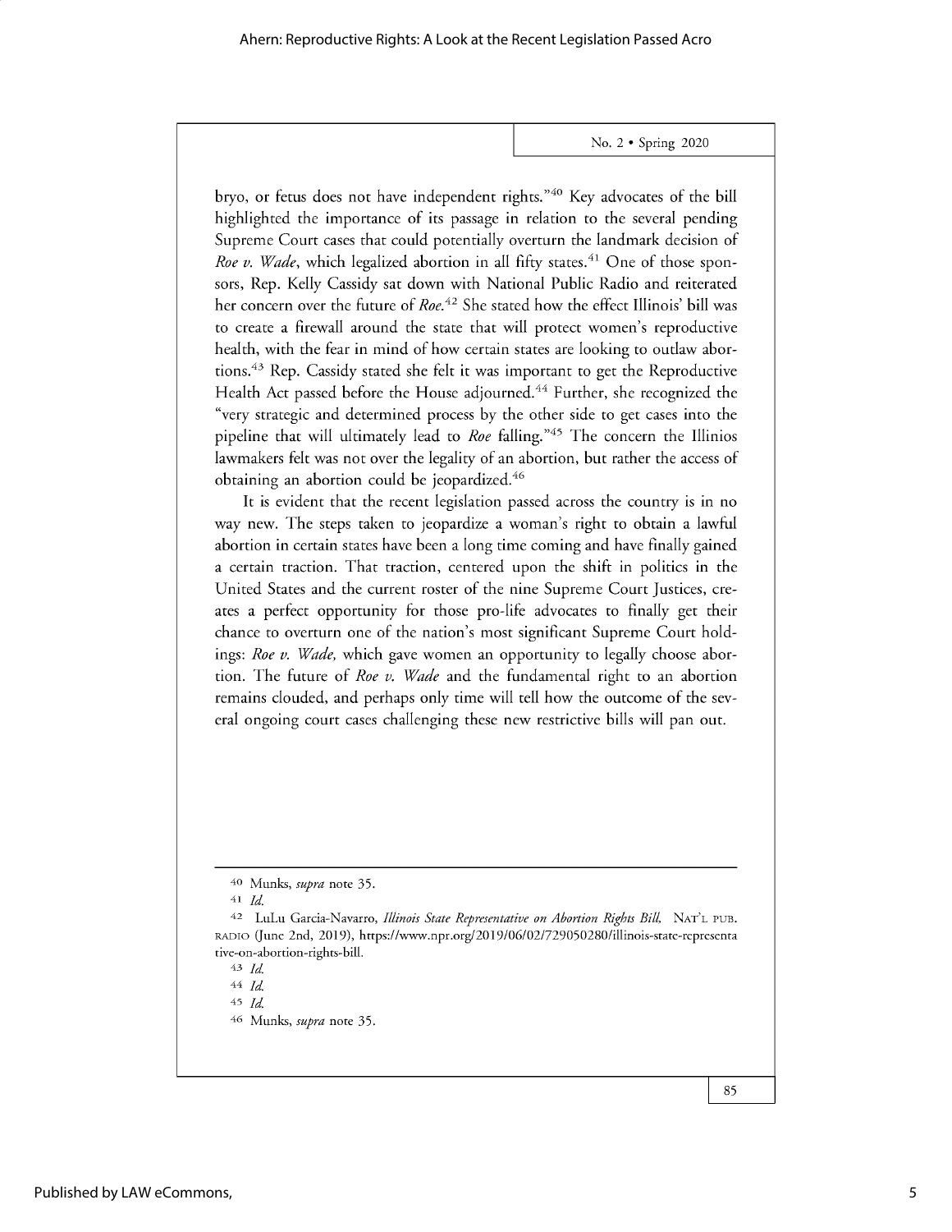bryo, or fetus does not have independent rights."[40] Key advocates of the bill highlighted the importance of its passage in relation to the several pending Supreme Court cases that could potentially overturn the landmark decision of *Roe v. Wade*, which legalized abortion in all fifty states.[41] One of those sponsors, Rep. Kelly Cassidy sat down with National Public Radio and reiterated her concern over the future of *Roe*.[42] She stated how the effect Illinois' bill was to create a firewall around the state that will protect women's reproductive health, with the fear in mind of how certain states are looking to outlaw abortions.[43] Rep. Cassidy stated she felt it was important to get the Reproductive Health Act passed before the House adjourned.[44] Further, she recognized the "very strategic and determined process by the other side to get cases into the pipeline that will ultimately lead to *Roe* falling."[45] The concern the Illinios lawmakers felt was not over the legality of an abortion, but rather the access of obtaining an abortion could be jeopardized.[46]

It is evident that the recent legislation passed across the country is in no way new. The steps taken to jeopardize a woman's right to obtain a lawful abortion in certain states have been a long time coming and have finally gained a certain traction. That traction, centered upon the shift in politics in the United States and the current roster of the nine Supreme Court Justices, creates a perfect opportunity for those pro-life advocates to finally get their chance to overturn one of the nation's most significant Supreme Court holdings: *Roe v. Wade*, which gave women an opportunity to legally choose abortion. The future of *Roe v. Wade* and the fundamental right to an abortion remains clouded, and perhaps only time will tell how the outcome of the several ongoing court cases challenging these new restrictive bills will pan out.

---

[40] Munks, *supra* note 35.

[41] *Id.*

[42] LuLu Garcia-Navarro, *Illinois State Representative on Abortion Rights Bill*, NAT'L PUB. RADIO (June 2nd, 2019), https://www.npr.org/2019/06/02/729050280/illinois-state-representative-on-abortion-rights-bill.

[43] *Id.*

[44] *Id.*

[45] *Id.*

[46] Munks, *supra* note 35.